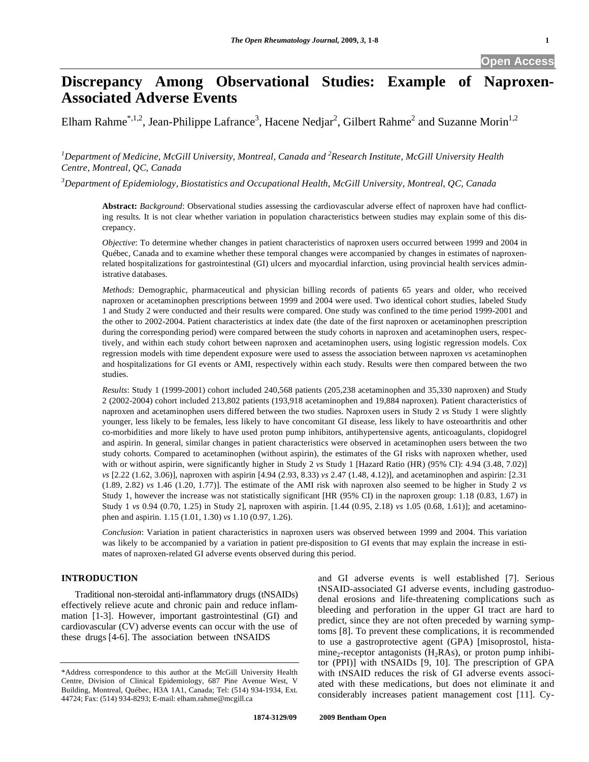Open Access

# Discrepancy Among Observational Studies: Example of Naproxen-Associated Adverse Events

Elham Rahme*[,1,2], Jean-Philippe Lafrance[3], Hacene Nedjar[2], Gilbert Rahme[2] and Suzanne Morin[1,2]

[1]*Department of Medicine, McGill University, Montreal, Canada and* [2]*Research Institute, McGill University Health Centre, Montreal, QC, Canada*

[3]*Department of Epidemiology, Biostatistics and Occupational Health, McGill University, Montreal, QC, Canada*

**Abstract:** *Background*: Observational studies assessing the cardiovascular adverse effect of naproxen have had conflicting results. It is not clear whether variation in population characteristics between studies may explain some of this discrepancy.

*Objective*: To determine whether changes in patient characteristics of naproxen users occurred between 1999 and 2004 in Québec, Canada and to examine whether these temporal changes were accompanied by changes in estimates of naproxen-related hospitalizations for gastrointestinal (GI) ulcers and myocardial infarction, using provincial health services administrative databases.

*Methods*: Demographic, pharmaceutical and physician billing records of patients 65 years and older, who received naproxen or acetaminophen prescriptions between 1999 and 2004 were used. Two identical cohort studies, labeled Study 1 and Study 2 were conducted and their results were compared. One study was confined to the time period 1999-2001 and the other to 2002-2004. Patient characteristics at index date (the date of the first naproxen or acetaminophen prescription during the corresponding period) were compared between the study cohorts in naproxen and acetaminophen users, respectively, and within each study cohort between naproxen and acetaminophen users, using logistic regression models. Cox regression models with time dependent exposure were used to assess the association between naproxen *vs* acetaminophen and hospitalizations for GI events or AMI, respectively within each study. Results were then compared between the two studies.

*Results*: Study 1 (1999-2001) cohort included 240,568 patients (205,238 acetaminophen and 35,330 naproxen) and Study 2 (2002-2004) cohort included 213,802 patients (193,918 acetaminophen and 19,884 naproxen). Patient characteristics of naproxen and acetaminophen users differed between the two studies. Naproxen users in Study 2 *vs* Study 1 were slightly younger, less likely to be females, less likely to have concomitant GI disease, less likely to have osteoarthritis and other co-morbidities and more likely to have used proton pump inhibitors, antihypertensive agents, anticoagulants, clopidogrel and aspirin. In general, similar changes in patient characteristics were observed in acetaminophen users between the two study cohorts. Compared to acetaminophen (without aspirin), the estimates of the GI risks with naproxen whether, used with or without aspirin, were significantly higher in Study 2 *vs* Study 1 [Hazard Ratio (HR) (95% CI): 4.94 (3.48, 7.02)] *vs* [2.22 (1.62, 3.06)], naproxen with aspirin [4.94 (2.93, 8.33) *vs* 2.47 (1.48, 4.12)], and acetaminophen and aspirin: [2.31 (1.89, 2.82) *vs* 1.46 (1.20, 1.77)]. The estimate of the AMI risk with naproxen also seemed to be higher in Study 2 *vs* Study 1, however the increase was not statistically significant [HR (95% CI) in the naproxen group: 1.18 (0.83, 1.67) in Study 1 *vs* 0.94 (0.70, 1.25) in Study 2], naproxen with aspirin. [1.44 (0.95, 2.18) *vs* 1.05 (0.68, 1.61)]; and acetaminophen and aspirin. 1.15 (1.01, 1.30) *vs* 1.10 (0.97, 1.26).

*Conclusion*: Variation in patient characteristics in naproxen users was observed between 1999 and 2004. This variation was likely to be accompanied by a variation in patient pre-disposition to GI events that may explain the increase in estimates of naproxen-related GI adverse events observed during this period.

## INTRODUCTION

Traditional non-steroidal anti-inflammatory drugs (tNSAIDs) effectively relieve acute and chronic pain and reduce inflammation [1-3]. However, important gastrointestinal (GI) and cardiovascular (CV) adverse events can occur with the use of these drugs [4-6]. The association between tNSAIDS and GI adverse events is well established [7]. Serious tNSAID-associated GI adverse events, including gastroduodenal erosions and life-threatening complications such as bleeding and perforation in the upper GI tract are hard to predict, since they are not often preceded by warning symptoms [8]. To prevent these complications, it is recommended to use a gastroprotective agent (GPA) [misoprostol, histamine$_2$-receptor antagonists ($H_2$RAs), or proton pump inhibitor (PPI)] with tNSAIDs [9, 10]. The prescription of GPA with tNSAID reduces the risk of GI adverse events associated with these medications, but does not eliminate it and considerably increases patient management cost [11]. Cy-

*Address correspondence to this author at the McGill University Health Centre, Division of Clinical Epidemiology, 687 Pine Avenue West, V Building, Montreal, Québec, H3A 1A1, Canada; Tel: (514) 934-1934, Ext. 44724; Fax: (514) 934-8293; E-mail: elham.rahme@mcgill.ca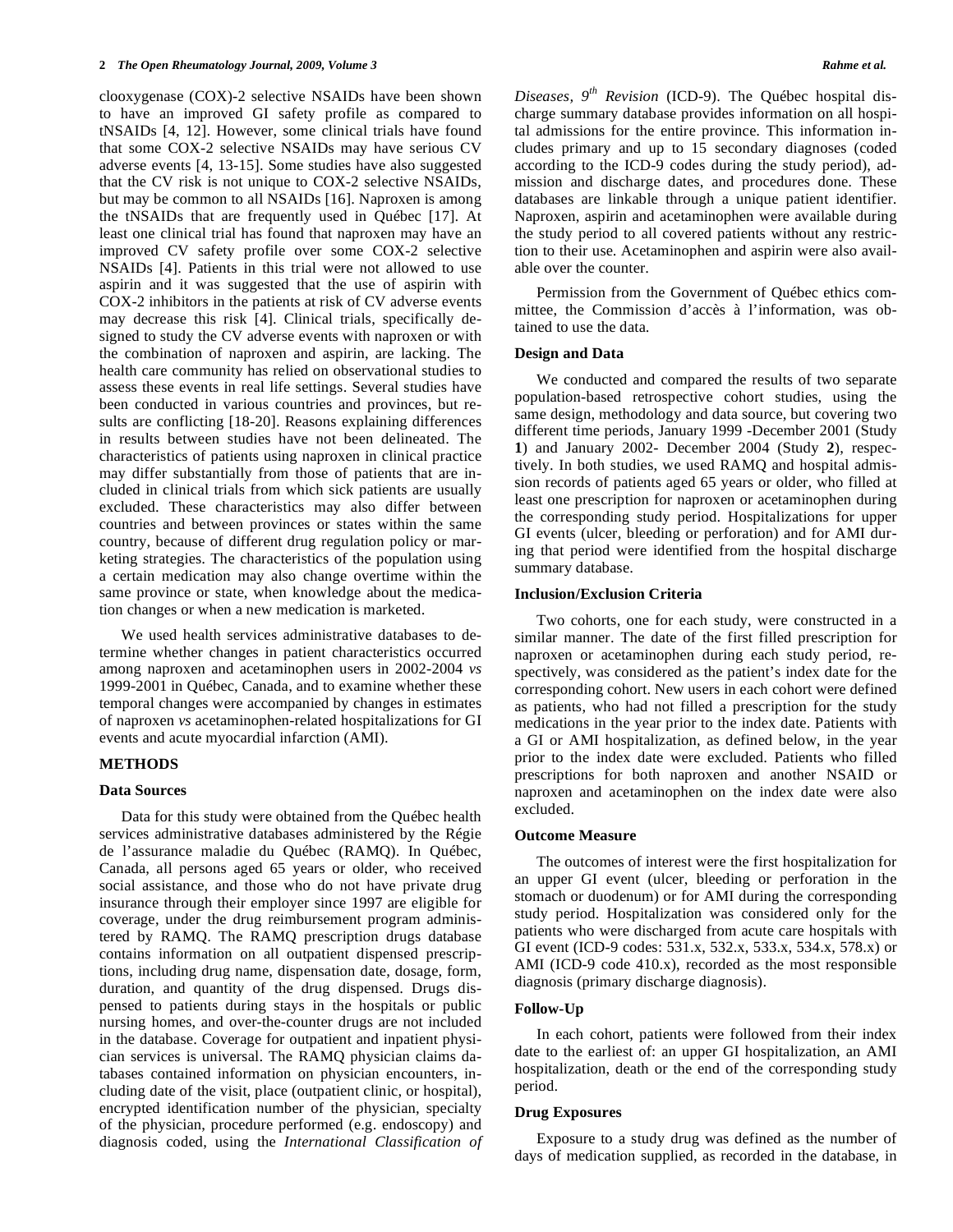clooxygenase (COX)-2 selective NSAIDs have been shown to have an improved GI safety profile as compared to tNSAIDs [4, 12]. However, some clinical trials have found that some COX-2 selective NSAIDs may have serious CV adverse events [4, 13-15]. Some studies have also suggested that the CV risk is not unique to COX-2 selective NSAIDs, but may be common to all NSAIDs [16]. Naproxen is among the tNSAIDs that are frequently used in Québec [17]. At least one clinical trial has found that naproxen may have an improved CV safety profile over some COX-2 selective NSAIDs [4]. Patients in this trial were not allowed to use aspirin and it was suggested that the use of aspirin with COX-2 inhibitors in the patients at risk of CV adverse events may decrease this risk [4]. Clinical trials, specifically designed to study the CV adverse events with naproxen or with the combination of naproxen and aspirin, are lacking. The health care community has relied on observational studies to assess these events in real life settings. Several studies have been conducted in various countries and provinces, but results are conflicting [18-20]. Reasons explaining differences in results between studies have not been delineated. The characteristics of patients using naproxen in clinical practice may differ substantially from those of patients that are included in clinical trials from which sick patients are usually excluded. These characteristics may also differ between countries and between provinces or states within the same country, because of different drug regulation policy or marketing strategies. The characteristics of the population using a certain medication may also change overtime within the same province or state, when knowledge about the medication changes or when a new medication is marketed.

We used health services administrative databases to determine whether changes in patient characteristics occurred among naproxen and acetaminophen users in 2002-2004 *vs* 1999-2001 in Québec, Canada, and to examine whether these temporal changes were accompanied by changes in estimates of naproxen *vs* acetaminophen-related hospitalizations for GI events and acute myocardial infarction (AMI).

## METHODS

### Data Sources

Data for this study were obtained from the Québec health services administrative databases administered by the Régie de l'assurance maladie du Québec (RAMQ). In Québec, Canada, all persons aged 65 years or older, who received social assistance, and those who do not have private drug insurance through their employer since 1997 are eligible for coverage, under the drug reimbursement program administered by RAMQ. The RAMQ prescription drugs database contains information on all outpatient dispensed prescriptions, including drug name, dispensation date, dosage, form, duration, and quantity of the drug dispensed. Drugs dispensed to patients during stays in the hospitals or public nursing homes, and over-the-counter drugs are not included in the database. Coverage for outpatient and inpatient physician services is universal. The RAMQ physician claims databases contained information on physician encounters, including date of the visit, place (outpatient clinic, or hospital), encrypted identification number of the physician, specialty of the physician, procedure performed (e.g. endoscopy) and diagnosis coded, using the *International Classification of Diseases, 9th Revision* (ICD-9). The Québec hospital discharge summary database provides information on all hospital admissions for the entire province. This information includes primary and up to 15 secondary diagnoses (coded according to the ICD-9 codes during the study period), admission and discharge dates, and procedures done. These databases are linkable through a unique patient identifier. Naproxen, aspirin and acetaminophen were available during the study period to all covered patients without any restriction to their use. Acetaminophen and aspirin were also available over the counter.

Permission from the Government of Québec ethics committee, the Commission d'accès à l'information, was obtained to use the data.

### Design and Data

We conducted and compared the results of two separate population-based retrospective cohort studies, using the same design, methodology and data source, but covering two different time periods, January 1999 -December 2001 (Study **1**) and January 2002- December 2004 (Study **2**), respectively. In both studies, we used RAMQ and hospital admission records of patients aged 65 years or older, who filled at least one prescription for naproxen or acetaminophen during the corresponding study period. Hospitalizations for upper GI events (ulcer, bleeding or perforation) and for AMI during that period were identified from the hospital discharge summary database.

### Inclusion/Exclusion Criteria

Two cohorts, one for each study, were constructed in a similar manner. The date of the first filled prescription for naproxen or acetaminophen during each study period, respectively, was considered as the patient's index date for the corresponding cohort. New users in each cohort were defined as patients, who had not filled a prescription for the study medications in the year prior to the index date. Patients with a GI or AMI hospitalization, as defined below, in the year prior to the index date were excluded. Patients who filled prescriptions for both naproxen and another NSAID or naproxen and acetaminophen on the index date were also excluded.

### Outcome Measure

The outcomes of interest were the first hospitalization for an upper GI event (ulcer, bleeding or perforation in the stomach or duodenum) or for AMI during the corresponding study period. Hospitalization was considered only for the patients who were discharged from acute care hospitals with GI event (ICD-9 codes: 531.x, 532.x, 533.x, 534.x, 578.x) or AMI (ICD-9 code 410.x), recorded as the most responsible diagnosis (primary discharge diagnosis).

### Follow-Up

In each cohort, patients were followed from their index date to the earliest of: an upper GI hospitalization, an AMI hospitalization, death or the end of the corresponding study period.

### Drug Exposures

Exposure to a study drug was defined as the number of days of medication supplied, as recorded in the database, in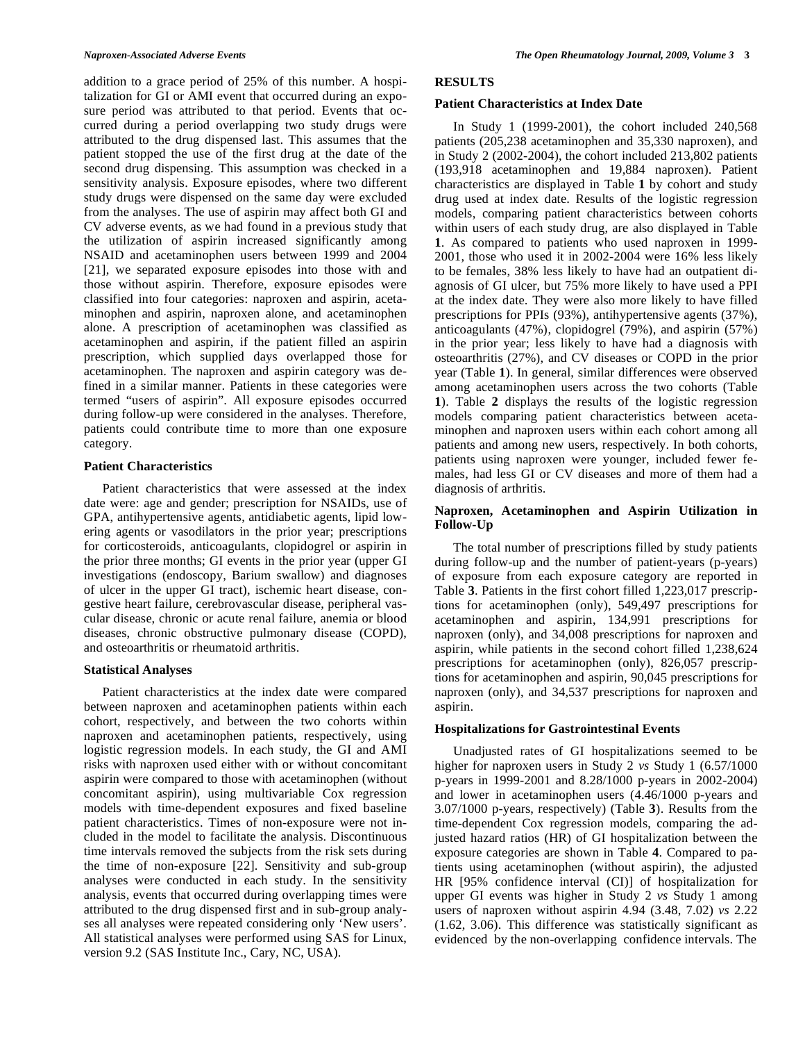addition to a grace period of 25% of this number. A hospitalization for GI or AMI event that occurred during an exposure period was attributed to that period. Events that occurred during a period overlapping two study drugs were attributed to the drug dispensed last. This assumes that the patient stopped the use of the first drug at the date of the second drug dispensing. This assumption was checked in a sensitivity analysis. Exposure episodes, where two different study drugs were dispensed on the same day were excluded from the analyses. The use of aspirin may affect both GI and CV adverse events, as we had found in a previous study that the utilization of aspirin increased significantly among NSAID and acetaminophen users between 1999 and 2004 [21], we separated exposure episodes into those with and those without aspirin. Therefore, exposure episodes were classified into four categories: naproxen and aspirin, acetaminophen and aspirin, naproxen alone, and acetaminophen alone. A prescription of acetaminophen was classified as acetaminophen and aspirin, if the patient filled an aspirin prescription, which supplied days overlapped those for acetaminophen. The naproxen and aspirin category was defined in a similar manner. Patients in these categories were termed "users of aspirin". All exposure episodes occurred during follow-up were considered in the analyses. Therefore, patients could contribute time to more than one exposure category.

### Patient Characteristics

Patient characteristics that were assessed at the index date were: age and gender; prescription for NSAIDs, use of GPA, antihypertensive agents, antidiabetic agents, lipid lowering agents or vasodilators in the prior year; prescriptions for corticosteroids, anticoagulants, clopidogrel or aspirin in the prior three months; GI events in the prior year (upper GI investigations (endoscopy, Barium swallow) and diagnoses of ulcer in the upper GI tract), ischemic heart disease, congestive heart failure, cerebrovascular disease, peripheral vascular disease, chronic or acute renal failure, anemia or blood diseases, chronic obstructive pulmonary disease (COPD), and osteoarthritis or rheumatoid arthritis.

### Statistical Analyses

Patient characteristics at the index date were compared between naproxen and acetaminophen patients within each cohort, respectively, and between the two cohorts within naproxen and acetaminophen patients, respectively, using logistic regression models. In each study, the GI and AMI risks with naproxen used either with or without concomitant aspirin were compared to those with acetaminophen (without concomitant aspirin), using multivariable Cox regression models with time-dependent exposures and fixed baseline patient characteristics. Times of non-exposure were not included in the model to facilitate the analysis. Discontinuous time intervals removed the subjects from the risk sets during the time of non-exposure [22]. Sensitivity and sub-group analyses were conducted in each study. In the sensitivity analysis, events that occurred during overlapping times were attributed to the drug dispensed first and in sub-group analyses all analyses were repeated considering only 'New users'. All statistical analyses were performed using SAS for Linux, version 9.2 (SAS Institute Inc., Cary, NC, USA).

## RESULTS

### Patient Characteristics at Index Date

In Study 1 (1999-2001), the cohort included 240,568 patients (205,238 acetaminophen and 35,330 naproxen), and in Study 2 (2002-2004), the cohort included 213,802 patients (193,918 acetaminophen and 19,884 naproxen). Patient characteristics are displayed in Table **1** by cohort and study drug used at index date. Results of the logistic regression models, comparing patient characteristics between cohorts within users of each study drug, are also displayed in Table **1**. As compared to patients who used naproxen in 1999-2001, those who used it in 2002-2004 were 16% less likely to be females, 38% less likely to have had an outpatient diagnosis of GI ulcer, but 75% more likely to have used a PPI at the index date. They were also more likely to have filled prescriptions for PPIs (93%), antihypertensive agents (37%), anticoagulants (47%), clopidogrel (79%), and aspirin (57%) in the prior year; less likely to have had a diagnosis with osteoarthritis (27%), and CV diseases or COPD in the prior year (Table **1**). In general, similar differences were observed among acetaminophen users across the two cohorts (Table **1**). Table **2** displays the results of the logistic regression models comparing patient characteristics between acetaminophen and naproxen users within each cohort among all patients and among new users, respectively. In both cohorts, patients using naproxen were younger, included fewer females, had less GI or CV diseases and more of them had a diagnosis of arthritis.

### Naproxen, Acetaminophen and Aspirin Utilization in Follow-Up

The total number of prescriptions filled by study patients during follow-up and the number of patient-years (p-years) of exposure from each exposure category are reported in Table **3**. Patients in the first cohort filled 1,223,017 prescriptions for acetaminophen (only), 549,497 prescriptions for acetaminophen and aspirin, 134,991 prescriptions for naproxen (only), and 34,008 prescriptions for naproxen and aspirin, while patients in the second cohort filled 1,238,624 prescriptions for acetaminophen (only), 826,057 prescriptions for acetaminophen and aspirin, 90,045 prescriptions for naproxen (only), and 34,537 prescriptions for naproxen and aspirin.

### Hospitalizations for Gastrointestinal Events

Unadjusted rates of GI hospitalizations seemed to be higher for naproxen users in Study 2 *vs* Study 1 (6.57/1000 p-years in 1999-2001 and 8.28/1000 p-years in 2002-2004) and lower in acetaminophen users (4.46/1000 p-years and 3.07/1000 p-years, respectively) (Table **3**). Results from the time-dependent Cox regression models, comparing the adjusted hazard ratios (HR) of GI hospitalization between the exposure categories are shown in Table **4**. Compared to patients using acetaminophen (without aspirin), the adjusted HR [95% confidence interval (CI)] of hospitalization for upper GI events was higher in Study 2 *vs* Study 1 among users of naproxen without aspirin 4.94 (3.48, 7.02) *vs* 2.22 (1.62, 3.06). This difference was statistically significant as evidenced by the non-overlapping confidence intervals. The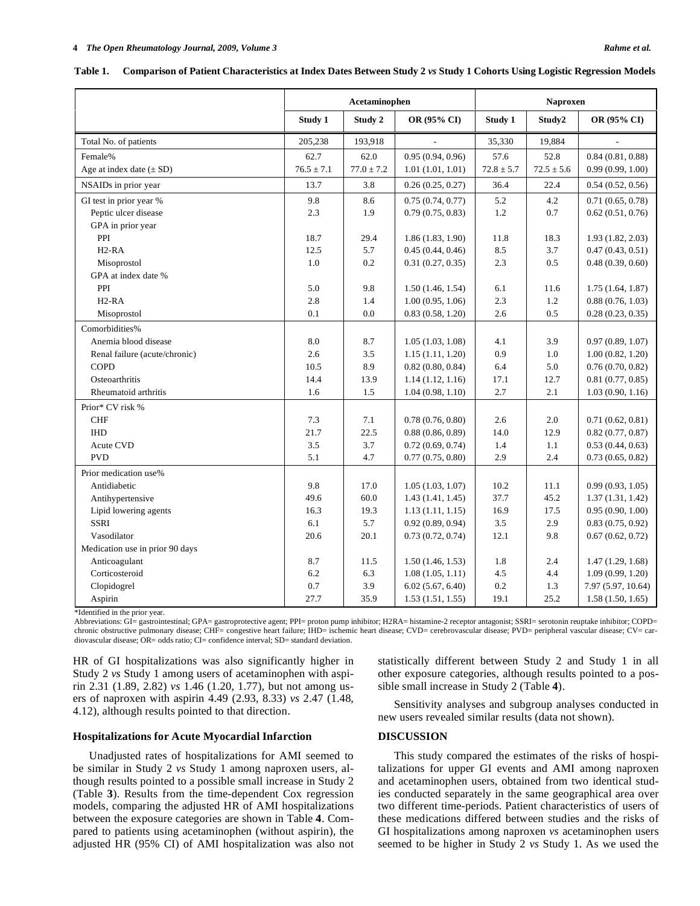**Table 1. Comparison of Patient Characteristics at Index Dates Between Study 2 *vs* Study 1 Cohorts Using Logistic Regression Models**

| | Acetaminophen | | | Naproxen | | |
|---|---|---|---|---|---|---|
| | Study 1 | Study 2 | OR (95% CI) | Study 1 | Study2 | OR (95% CI) |
| Total No. of patients | 205,238 | 193,918 | - | 35,330 | 19,884 | - |
| Female% | 62.7 | 62.0 | 0.95 (0.94, 0.96) | 57.6 | 52.8 | 0.84 (0.81, 0.88) |
| Age at index date (± SD) | 76.5 ± 7.1 | 77.0 ± 7.2 | 1.01 (1.01, 1.01) | 72.8 ± 5.7 | 72.5 ± 5.6 | 0.99 (0.99, 1.00) |
| NSAIDs in prior year | 13.7 | 3.8 | 0.26 (0.25, 0.27) | 36.4 | 22.4 | 0.54 (0.52, 0.56) |
| GI test in prior year % | 9.8 | 8.6 | 0.75 (0.74, 0.77) | 5.2 | 4.2 | 0.71 (0.65, 0.78) |
| Peptic ulcer disease | 2.3 | 1.9 | 0.79 (0.75, 0.83) | 1.2 | 0.7 | 0.62 (0.51, 0.76) |
| GPA in prior year | | | | | | |
| PPI | 18.7 | 29.4 | 1.86 (1.83, 1.90) | 11.8 | 18.3 | 1.93 (1.82, 2.03) |
| H2-RA | 12.5 | 5.7 | 0.45 (0.44, 0.46) | 8.5 | 3.7 | 0.47 (0.43, 0.51) |
| Misoprostol | 1.0 | 0.2 | 0.31 (0.27, 0.35) | 2.3 | 0.5 | 0.48 (0.39, 0.60) |
| GPA at index date % | | | | | | |
| PPI | 5.0 | 9.8 | 1.50 (1.46, 1.54) | 6.1 | 11.6 | 1.75 (1.64, 1.87) |
| H2-RA | 2.8 | 1.4 | 1.00 (0.95, 1.06) | 2.3 | 1.2 | 0.88 (0.76, 1.03) |
| Misoprostol | 0.1 | 0.0 | 0.83 (0.58, 1.20) | 2.6 | 0.5 | 0.28 (0.23, 0.35) |
| Comorbidities% | | | | | | |
| Anemia blood disease | 8.0 | 8.7 | 1.05 (1.03, 1.08) | 4.1 | 3.9 | 0.97 (0.89, 1.07) |
| Renal failure (acute/chronic) | 2.6 | 3.5 | 1.15 (1.11, 1.20) | 0.9 | 1.0 | 1.00 (0.82, 1.20) |
| COPD | 10.5 | 8.9 | 0.82 (0.80, 0.84) | 6.4 | 5.0 | 0.76 (0.70, 0.82) |
| Osteoarthritis | 14.4 | 13.9 | 1.14 (1.12, 1.16) | 17.1 | 12.7 | 0.81 (0.77, 0.85) |
| Rheumatoid arthritis | 1.6 | 1.5 | 1.04 (0.98, 1.10) | 2.7 | 2.1 | 1.03 (0.90, 1.16) |
| Prior* CV risk % | | | | | | |
| CHF | 7.3 | 7.1 | 0.78 (0.76, 0.80) | 2.6 | 2.0 | 0.71 (0.62, 0.81) |
| IHD | 21.7 | 22.5 | 0.88 (0.86, 0.89) | 14.0 | 12.9 | 0.82 (0.77, 0.87) |
| Acute CVD | 3.5 | 3.7 | 0.72 (0.69, 0.74) | 1.4 | 1.1 | 0.53 (0.44, 0.63) |
| PVD | 5.1 | 4.7 | 0.77 (0.75, 0.80) | 2.9 | 2.4 | 0.73 (0.65, 0.82) |
| Prior medication use% | | | | | | |
| Antidiabetic | 9.8 | 17.0 | 1.05 (1.03, 1.07) | 10.2 | 11.1 | 0.99 (0.93, 1.05) |
| Antihypertensive | 49.6 | 60.0 | 1.43 (1.41, 1.45) | 37.7 | 45.2 | 1.37 (1.31, 1.42) |
| Lipid lowering agents | 16.3 | 19.3 | 1.13 (1.11, 1.15) | 16.9 | 17.5 | 0.95 (0.90, 1.00) |
| SSRI | 6.1 | 5.7 | 0.92 (0.89, 0.94) | 3.5 | 2.9 | 0.83 (0.75, 0.92) |
| Vasodilator | 20.6 | 20.1 | 0.73 (0.72, 0.74) | 12.1 | 9.8 | 0.67 (0.62, 0.72) |
| Medication use in prior 90 days | | | | | | |
| Anticoagulant | 8.7 | 11.5 | 1.50 (1.46, 1.53) | 1.8 | 2.4 | 1.47 (1.29, 1.68) |
| Corticosteroid | 6.2 | 6.3 | 1.08 (1.05, 1.11) | 4.5 | 4.4 | 1.09 (0.99, 1.20) |
| Clopidogrel | 0.7 | 3.9 | 6.02 (5.67, 6.40) | 0.2 | 1.3 | 7.97 (5.97, 10.64) |
| Aspirin | 27.7 | 35.9 | 1.53 (1.51, 1.55) | 19.1 | 25.2 | 1.58 (1.50, 1.65) |

*Identified in the prior year.

Abbreviations: GI= gastrointestinal; GPA= gastroprotective agent; PPI= proton pump inhibitor; H2RA= histamine-2 receptor antagonist; SSRI= serotonin reuptake inhibitor; COPD= chronic obstructive pulmonary disease; CHF= congestive heart failure; IHD= ischemic heart disease; CVD= cerebrovascular disease; PVD= peripheral vascular disease; CV= cardiovascular disease; OR= odds ratio; CI= confidence interval; SD= standard deviation.

HR of GI hospitalizations was also significantly higher in Study 2 *vs* Study 1 among users of acetaminophen with aspirin 2.31 (1.89, 2.82) *vs* 1.46 (1.20, 1.77), but not among users of naproxen with aspirin 4.49 (2.93, 8.33) *vs* 2.47 (1.48, 4.12), although results pointed to that direction.

### Hospitalizations for Acute Myocardial Infarction

Unadjusted rates of hospitalizations for AMI seemed to be similar in Study 2 *vs* Study 1 among naproxen users, although results pointed to a possible small increase in Study 2 (Table **3**). Results from the time-dependent Cox regression models, comparing the adjusted HR of AMI hospitalizations between the exposure categories are shown in Table **4**. Compared to patients using acetaminophen (without aspirin), the adjusted HR (95% CI) of AMI hospitalization was also not statistically different between Study 2 and Study 1 in all other exposure categories, although results pointed to a possible small increase in Study 2 (Table **4**).

Sensitivity analyses and subgroup analyses conducted in new users revealed similar results (data not shown).

## DISCUSSION

This study compared the estimates of the risks of hospitalizations for upper GI events and AMI among naproxen and acetaminophen users, obtained from two identical studies conducted separately in the same geographical area over two different time-periods. Patient characteristics of users of these medications differed between studies and the risks of GI hospitalizations among naproxen *vs* acetaminophen users seemed to be higher in Study 2 *vs* Study 1. As we used the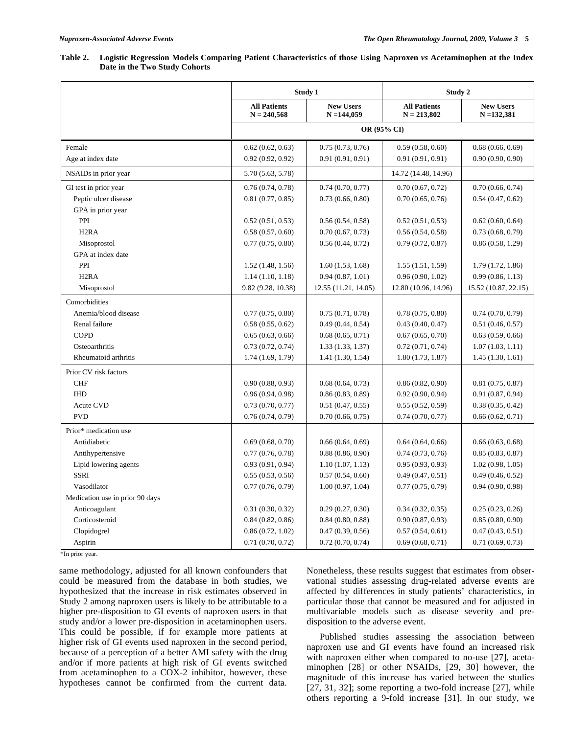**Table 2. Logistic Regression Models Comparing Patient Characteristics of those Using Naproxen *vs* Acetaminophen at the Index Date in the Two Study Cohorts**

| | Study 1 | | Study 2 | |
|---|---|---|---|---|
| | All Patients N = 240,568 | New Users N =144,059 | All Patients N = 213,802 | New Users N =132,381 |
| | OR (95% CI) | | | |
| Female | 0.62 (0.62, 0.63) | 0.75 (0.73, 0.76) | 0.59 (0.58, 0.60) | 0.68 (0.66, 0.69) |
| Age at index date | 0.92 (0.92, 0.92) | 0.91 (0.91, 0.91) | 0.91 (0.91, 0.91) | 0.90 (0.90, 0.90) |
| NSAIDs in prior year | 5.70 (5.63, 5.78) | | 14.72 (14.48, 14.96) | |
| GI test in prior year | 0.76 (0.74, 0.78) | 0.74 (0.70, 0.77) | 0.70 (0.67, 0.72) | 0.70 (0.66, 0.74) |
| Peptic ulcer disease | 0.81 (0.77, 0.85) | 0.73 (0.66, 0.80) | 0.70 (0.65, 0.76) | 0.54 (0.47, 0.62) |
| GPA in prior year | | | | |
| PPI | 0.52 (0.51, 0.53) | 0.56 (0.54, 0.58) | 0.52 (0.51, 0.53) | 0.62 (0.60, 0.64) |
| H2RA | 0.58 (0.57, 0.60) | 0.70 (0.67, 0.73) | 0.56 (0.54, 0.58) | 0.73 (0.68, 0.79) |
| Misoprostol | 0.77 (0.75, 0.80) | 0.56 (0.44, 0.72) | 0.79 (0.72, 0.87) | 0.86 (0.58, 1.29) |
| GPA at index date | | | | |
| PPI | 1.52 (1.48, 1.56) | 1.60 (1.53, 1.68) | 1.55 (1.51, 1.59) | 1.79 (1.72, 1.86) |
| H2RA | 1.14 (1.10, 1.18) | 0.94 (0.87, 1.01) | 0.96 (0.90, 1.02) | 0.99 (0.86, 1.13) |
| Misoprostol | 9.82 (9.28, 10.38) | 12.55 (11.21, 14.05) | 12.80 (10.96, 14.96) | 15.52 (10.87, 22.15) |
| Comorbidities | | | | |
| Anemia/blood disease | 0.77 (0.75, 0.80) | 0.75 (0.71, 0.78) | 0.78 (0.75, 0.80) | 0.74 (0.70, 0.79) |
| Renal failure | 0.58 (0.55, 0.62) | 0.49 (0.44, 0.54) | 0.43 (0.40, 0.47) | 0.51 (0.46, 0.57) |
| COPD | 0.65 (0.63, 0.66) | 0.68 (0.65, 0.71) | 0.67 (0.65, 0.70) | 0.63 (0.59, 0.66) |
| Osteoarthritis | 0.73 (0.72, 0.74) | 1.33 (1.33, 1.37) | 0.72 (0.71, 0.74) | 1.07 (1.03, 1.11) |
| Rheumatoid arthritis | 1.74 (1.69, 1.79) | 1.41 (1.30, 1.54) | 1.80 (1.73, 1.87) | 1.45 (1.30, 1.61) |
| Prior CV risk factors | | | | |
| CHF | 0.90 (0.88, 0.93) | 0.68 (0.64, 0.73) | 0.86 (0.82, 0.90) | 0.81 (0.75, 0.87) |
| IHD | 0.96 (0.94, 0.98) | 0.86 (0.83, 0.89) | 0.92 (0.90, 0.94) | 0.91 (0.87, 0.94) |
| Acute CVD | 0.73 (0.70, 0.77) | 0.51 (0.47, 0.55) | 0.55 (0.52, 0.59) | 0.38 (0.35, 0.42) |
| PVD | 0.76 (0.74, 0.79) | 0.70 (0.66, 0.75) | 0.74 (0.70, 0.77) | 0.66 (0.62, 0.71) |
| Prior* medication use | | | | |
| Antidiabetic | 0.69 (0.68, 0.70) | 0.66 (0.64, 0.69) | 0.64 (0.64, 0.66) | 0.66 (0.63, 0.68) |
| Antihypertensive | 0.77 (0.76, 0.78) | 0.88 (0.86, 0.90) | 0.74 (0.73, 0.76) | 0.85 (0.83, 0.87) |
| Lipid lowering agents | 0.93 (0.91, 0.94) | 1.10 (1.07, 1.13) | 0.95 (0.93, 0.93) | 1.02 (0.98, 1.05) |
| SSRI | 0.55 (0.53, 0.56) | 0.57 (0.54, 0.60) | 0.49 (0.47, 0.51) | 0.49 (0.46, 0.52) |
| Vasodilator | 0.77 (0.76, 0.79) | 1.00 (0.97, 1.04) | 0.77 (0.75, 0.79) | 0.94 (0.90, 0.98) |
| Medication use in prior 90 days | | | | |
| Anticoagulant | 0.31 (0.30, 0.32) | 0.29 (0.27, 0.30) | 0.34 (0.32, 0.35) | 0.25 (0.23, 0.26) |
| Corticosteroid | 0.84 (0.82, 0.86) | 0.84 (0.80, 0.88) | 0.90 (0.87, 0.93) | 0.85 (0.80, 0.90) |
| Clopidogrel | 0.86 (0.72, 1.02) | 0.47 (0.39, 0.56) | 0.57 (0.54, 0.61) | 0.47 (0.43, 0.51) |
| Aspirin | 0.71 (0.70, 0.72) | 0.72 (0.70, 0.74) | 0.69 (0.68, 0.71) | 0.71 (0.69, 0.73) |

*In prior year.

same methodology, adjusted for all known confounders that could be measured from the database in both studies, we hypothesized that the increase in risk estimates observed in Study 2 among naproxen users is likely to be attributable to a higher pre-disposition to GI events of naproxen users in that study and/or a lower pre-disposition in acetaminophen users. This could be possible, if for example more patients at higher risk of GI events used naproxen in the second period, because of a perception of a better AMI safety with the drug and/or if more patients at high risk of GI events switched from acetaminophen to a COX-2 inhibitor, however, these hypotheses cannot be confirmed from the current data. Nonetheless, these results suggest that estimates from observational studies assessing drug-related adverse events are affected by differences in study patients' characteristics, in particular those that cannot be measured and for adjusted in multivariable models such as disease severity and pre-disposition to the adverse event.

Published studies assessing the association between naproxen use and GI events have found an increased risk with naproxen either when compared to no-use [27], acetaminophen [28] or other NSAIDs, [29, 30] however, the magnitude of this increase has varied between the studies [27, 31, 32]; some reporting a two-fold increase [27], while others reporting a 9-fold increase [31]. In our study, we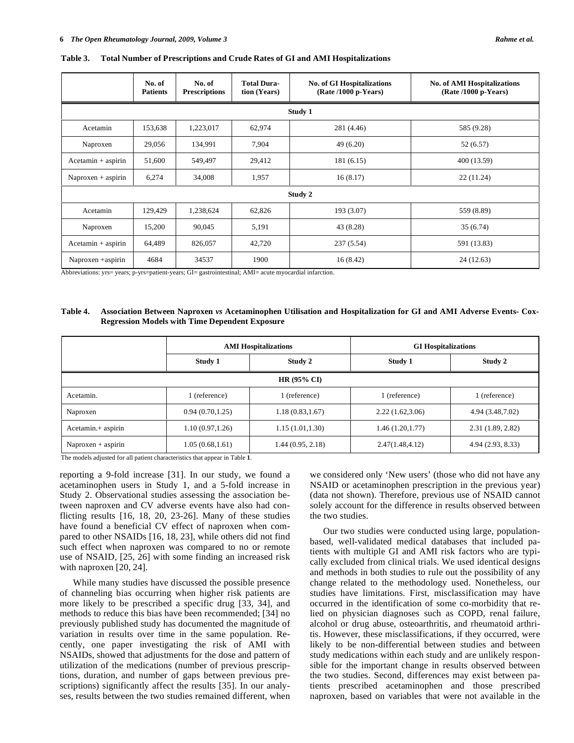**Table 3. Total Number of Prescriptions and Crude Rates of GI and AMI Hospitalizations**

| | No. of Patients | No. of Prescriptions | Total Duration (Years) | No. of GI Hospitalizations (Rate /1000 p-Years) | No. of AMI Hospitalizations (Rate /1000 p-Years) |
|---|---|---|---|---|---|
| **Study 1** | | | | | |
| Acetamin | 153,638 | 1,223,017 | 62,974 | 281 (4.46) | 585 (9.28) |
| Naproxen | 29,056 | 134,991 | 7,904 | 49 (6.20) | 52 (6.57) |
| Acetamin + aspirin | 51,600 | 549,497 | 29,412 | 181 (6.15) | 400 (13.59) |
| Naproxen + aspirin | 6,274 | 34,008 | 1,957 | 16 (8.17) | 22 (11.24) |
| **Study 2** | | | | | |
| Acetamin | 129,429 | 1,238,624 | 62,826 | 193 (3.07) | 559 (8.89) |
| Naproxen | 15,200 | 90,045 | 5,191 | 43 (8.28) | 35 (6.74) |
| Acetamin + aspirin | 64,489 | 826,057 | 42,720 | 237 (5.54) | 591 (13.83) |
| Naproxen +aspirin | 4684 | 34537 | 1900 | 16 (8.42) | 24 (12.63) |

Abbreviations: yrs= years; p-yrs=patient-years; GI= gastrointestinal; AMI= acute myocardial infarction.

**Table 4. Association Between Naproxen *vs* Acetaminophen Utilisation and Hospitalization for GI and AMI Adverse Events- Cox-Regression Models with Time Dependent Exposure**

| | AMI Hospitalizations | | GI Hospitalizations | |
|---|---|---|---|---|
| | Study 1 | Study 2 | Study 1 | Study 2 |
| **HR (95% CI)** | | | | |
| Acetamin. | 1 (reference) | 1 (reference) | 1 (reference) | 1 (reference) |
| Naproxen | 0.94 (0.70,1.25) | 1.18 (0.83,1.67) | 2.22 (1.62,3.06) | 4.94 (3.48,7.02) |
| Acetamin.+ aspirin | 1.10 (0.97,1.26) | 1.15 (1.01,1.30) | 1.46 (1.20,1.77) | 2.31 (1.89, 2.82) |
| Naproxen + aspirin | 1.05 (0.68,1.61) | 1.44 (0.95, 2.18) | 2.47(1.48,4.12) | 4.94 (2.93, 8.33) |

The models adjusted for all patient characteristics that appear in Table **1**.

reporting a 9-fold increase [31]. In our study, we found a acetaminophen users in Study 1, and a 5-fold increase in Study 2. Observational studies assessing the association between naproxen and CV adverse events have also had conflicting results [16, 18, 20, 23-26]. Many of these studies have found a beneficial CV effect of naproxen when compared to other NSAIDs [16, 18, 23], while others did not find such effect when naproxen was compared to no or remote use of NSAID, [25, 26] with some finding an increased risk with naproxen [20, 24].

While many studies have discussed the possible presence of channeling bias occurring when higher risk patients are more likely to be prescribed a specific drug [33, 34], and methods to reduce this bias have been recommended; [34] no previously published study has documented the magnitude of variation in results over time in the same population. Recently, one paper investigating the risk of AMI with NSAIDs, showed that adjustments for the dose and pattern of utilization of the medications (number of previous prescriptions, duration, and number of gaps between previous prescriptions) significantly affect the results [35]. In our analyses, results between the two studies remained different, when we considered only 'New users' (those who did not have any NSAID or acetaminophen prescription in the previous year) (data not shown). Therefore, previous use of NSAID cannot solely account for the difference in results observed between the two studies.

Our two studies were conducted using large, population-based, well-validated medical databases that included patients with multiple GI and AMI risk factors who are typically excluded from clinical trials. We used identical designs and methods in both studies to rule out the possibility of any change related to the methodology used. Nonetheless, our studies have limitations. First, misclassification may have occurred in the identification of some co-morbidity that relied on physician diagnoses such as COPD, renal failure, alcohol or drug abuse, osteoarthritis, and rheumatoid arthritis. However, these misclassifications, if they occurred, were likely to be non-differential between studies and between study medications within each study and are unlikely responsible for the important change in results observed between the two studies. Second, differences may exist between patients prescribed acetaminophen and those prescribed naproxen, based on variables that were not available in the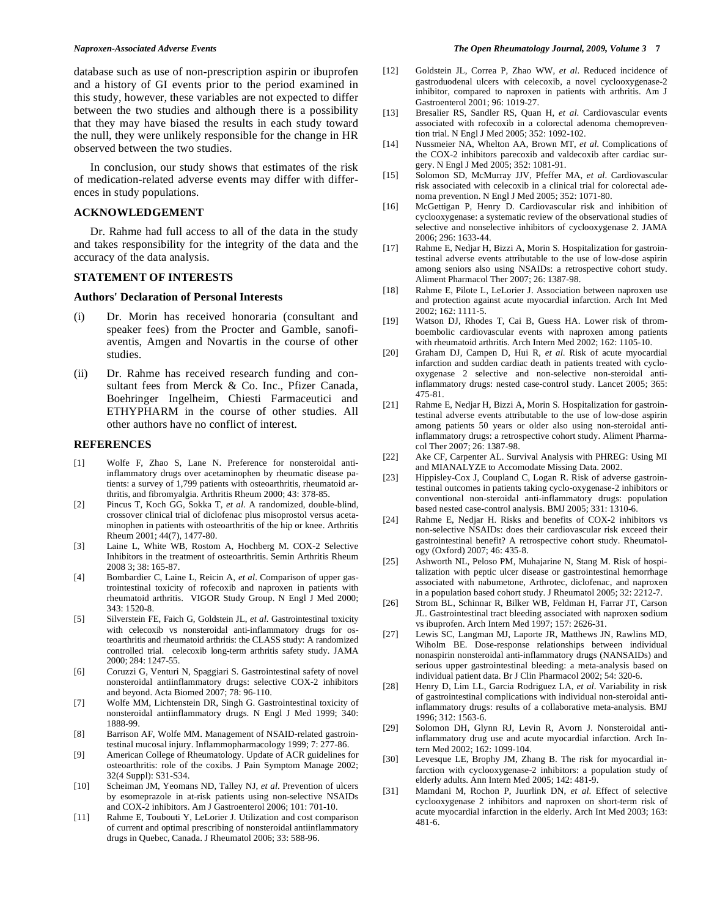database such as use of non-prescription aspirin or ibuprofen and a history of GI events prior to the period examined in this study, however, these variables are not expected to differ between the two studies and although there is a possibility that they may have biased the results in each study toward the null, they were unlikely responsible for the change in HR observed between the two studies.

In conclusion, our study shows that estimates of the risk of medication-related adverse events may differ with differences in study populations.

## ACKNOWLEDGEMENT

Dr. Rahme had full access to all of the data in the study and takes responsibility for the integrity of the data and the accuracy of the data analysis.

## STATEMENT OF INTERESTS

### Authors' Declaration of Personal Interests

(i) Dr. Morin has received honoraria (consultant and speaker fees) from the Procter and Gamble, sanofi-aventis, Amgen and Novartis in the course of other studies.

(ii) Dr. Rahme has received research funding and consultant fees from Merck & Co. Inc., Pfizer Canada, Boehringer Ingelheim, Chiesti Farmaceutici and ETHYPHARM in the course of other studies. All other authors have no conflict of interest.

## REFERENCES

[1] Wolfe F, Zhao S, Lane N. Preference for nonsteroidal antiinflammatory drugs over acetaminophen by rheumatic disease patients: a survey of 1,799 patients with osteoarthritis, rheumatoid arthritis, and fibromyalgia. Arthritis Rheum 2000; 43: 378-85.

[2] Pincus T, Koch GG, Sokka T, *et al.* A randomized, double-blind, crossover clinical trial of diclofenac plus misoprostol versus acetaminophen in patients with osteoarthritis of the hip or knee. Arthritis Rheum 2001; 44(7), 1477-80.

[3] Laine L, White WB, Rostom A, Hochberg M. COX-2 Selective Inhibitors in the treatment of osteoarthritis. Semin Arthritis Rheum 2008 3; 38: 165-87.

[4] Bombardier C, Laine L, Reicin A, *et al.* Comparison of upper gastrointestinal toxicity of rofecoxib and naproxen in patients with rheumatoid arthritis. VIGOR Study Group. N Engl J Med 2000; 343: 1520-8.

[5] Silverstein FE, Faich G, Goldstein JL, *et al.* Gastrointestinal toxicity with celecoxib vs nonsteroidal anti-inflammatory drugs for osteoarthritis and rheumatoid arthritis: the CLASS study: A randomized controlled trial. celecoxib long-term arthritis safety study. JAMA 2000; 284: 1247-55.

[6] Coruzzi G, Venturi N, Spaggiari S. Gastrointestinal safety of novel nonsteroidal antiinflammatory drugs: selective COX-2 inhibitors and beyond. Acta Biomed 2007; 78: 96-110.

[7] Wolfe MM, Lichtenstein DR, Singh G. Gastrointestinal toxicity of nonsteroidal antiinflammatory drugs. N Engl J Med 1999; 340: 1888-99.

[8] Barrison AF, Wolfe MM. Management of NSAID-related gastrointestinal mucosal injury. Inflammopharmacology 1999; 7: 277-86.

[9] American College of Rheumatology. Update of ACR guidelines for osteoarthritis: role of the coxibs. J Pain Symptom Manage 2002; 32(4 Suppl): S31-S34.

[10] Scheiman JM, Yeomans ND, Talley NJ, *et al.* Prevention of ulcers by esomeprazole in at-risk patients using non-selective NSAIDs and COX-2 inhibitors. Am J Gastroenterol 2006; 101: 701-10.

[11] Rahme E, Toubouti Y, LeLorier J. Utilization and cost comparison of current and optimal prescribing of nonsteroidal antiinflammatory drugs in Quebec, Canada. J Rheumatol 2006; 33: 588-96.

[12] Goldstein JL, Correa P, Zhao WW, *et al.* Reduced incidence of gastroduodenal ulcers with celecoxib, a novel cyclooxygenase-2 inhibitor, compared to naproxen in patients with arthritis. Am J Gastroenterol 2001; 96: 1019-27.

[13] Bresalier RS, Sandler RS, Quan H, *et al.* Cardiovascular events associated with rofecoxib in a colorectal adenoma chemoprevention trial. N Engl J Med 2005; 352: 1092-102.

[14] Nussmeier NA, Whelton AA, Brown MT, *et al.* Complications of the COX-2 inhibitors parecoxib and valdecoxib after cardiac surgery. N Engl J Med 2005; 352: 1081-91.

[15] Solomon SD, McMurray JJV, Pfeffer MA, *et al.* Cardiovascular risk associated with celecoxib in a clinical trial for colorectal adenoma prevention. N Engl J Med 2005; 352: 1071-80.

[16] McGettigan P, Henry D. Cardiovascular risk and inhibition of cyclooxygenase: a systematic review of the observational studies of selective and nonselective inhibitors of cyclooxygenase 2. JAMA 2006; 296: 1633-44.

[17] Rahme E, Nedjar H, Bizzi A, Morin S. Hospitalization for gastrointestinal adverse events attributable to the use of low-dose aspirin among seniors also using NSAIDs: a retrospective cohort study. Aliment Pharmacol Ther 2007; 26: 1387-98.

[18] Rahme E, Pilote L, LeLorier J. Association between naproxen use and protection against acute myocardial infarction. Arch Int Med 2002; 162: 1111-5.

[19] Watson DJ, Rhodes T, Cai B, Guess HA. Lower risk of thromboembolic cardiovascular events with naproxen among patients with rheumatoid arthritis. Arch Intern Med 2002; 162: 1105-10.

[20] Graham DJ, Campen D, Hui R, *et al.* Risk of acute myocardial infarction and sudden cardiac death in patients treated with cyclooxygenase 2 selective and non-selective non-steroidal anti-inflammatory drugs: nested case-control study. Lancet 2005; 365: 475-81.

[21] Rahme E, Nedjar H, Bizzi A, Morin S. Hospitalization for gastrointestinal adverse events attributable to the use of low-dose aspirin among patients 50 years or older also using non-steroidal anti-inflammatory drugs: a retrospective cohort study. Aliment Pharmacol Ther 2007; 26: 1387-98.

[22] Ake CF, Carpenter AL. Survival Analysis with PHREG: Using MI and MIANALYZE to Accomodate Missing Data. 2002.

[23] Hippisley-Cox J, Coupland C, Logan R. Risk of adverse gastrointestinal outcomes in patients taking cyclo-oxygenase-2 inhibitors or conventional non-steroidal anti-inflammatory drugs: population based nested case-control analysis. BMJ 2005; 331: 1310-6.

[24] Rahme E, Nedjar H. Risks and benefits of COX-2 inhibitors vs non-selective NSAIDs: does their cardiovascular risk exceed their gastrointestinal benefit? A retrospective cohort study. Rheumatology (Oxford) 2007; 46: 435-8.

[25] Ashworth NL, Peloso PM, Muhajarine N, Stang M. Risk of hospitalization with peptic ulcer disease or gastrointestinal hemorrhage associated with nabumetone, Arthrotec, diclofenac, and naproxen in a population based cohort study. J Rheumatol 2005; 32: 2212-7.

[26] Strom BL, Schinnar R, Bilker WB, Feldman H, Farrar JT, Carson JL. Gastrointestinal tract bleeding associated with naproxen sodium vs ibuprofen. Arch Intern Med 1997; 157: 2626-31.

[27] Lewis SC, Langman MJ, Laporte JR, Matthews JN, Rawlins MD, Wiholm BE. Dose-response relationships between individual nonaspirin nonsteroidal anti-inflammatory drugs (NANSAIDs) and serious upper gastrointestinal bleeding: a meta-analysis based on individual patient data. Br J Clin Pharmacol 2002; 54: 320-6.

[28] Henry D, Lim LL, Garcia Rodriguez LA, *et al.* Variability in risk of gastrointestinal complications with individual non-steroidal anti-inflammatory drugs: results of a collaborative meta-analysis. BMJ 1996; 312: 1563-6.

[29] Solomon DH, Glynn RJ, Levin R, Avorn J. Nonsteroidal anti-inflammatory drug use and acute myocardial infarction. Arch Intern Med 2002; 162: 1099-104.

[30] Levesque LE, Brophy JM, Zhang B. The risk for myocardial infarction with cyclooxygenase-2 inhibitors: a population study of elderly adults. Ann Intern Med 2005; 142: 481-9.

[31] Mamdani M, Rochon P, Juurlink DN, *et al.* Effect of selective cyclooxygenase 2 inhibitors and naproxen on short-term risk of acute myocardial infarction in the elderly. Arch Int Med 2003; 163: 481-6.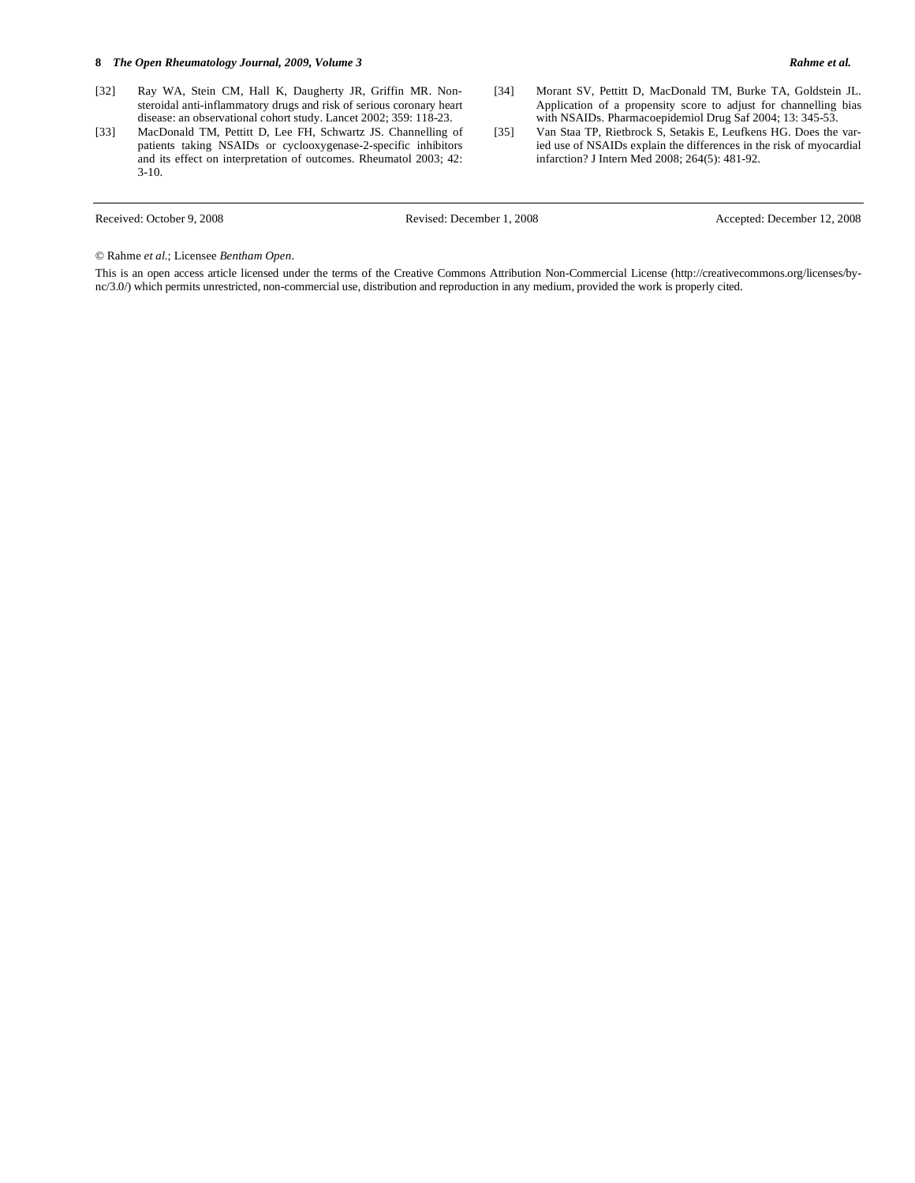[32] Ray WA, Stein CM, Hall K, Daugherty JR, Griffin MR. Non-steroidal anti-inflammatory drugs and risk of serious coronary heart disease: an observational cohort study. Lancet 2002; 359: 118-23.

[33] MacDonald TM, Pettitt D, Lee FH, Schwartz JS. Channelling of patients taking NSAIDs or cyclooxygenase-2-specific inhibitors and its effect on interpretation of outcomes. Rheumatol 2003; 42: 3-10.

[34] Morant SV, Pettitt D, MacDonald TM, Burke TA, Goldstein JL. Application of a propensity score to adjust for channelling bias with NSAIDs. Pharmacoepidemiol Drug Saf 2004; 13: 345-53.

[35] Van Staa TP, Rietbrock S, Setakis E, Leufkens HG. Does the varied use of NSAIDs explain the differences in the risk of myocardial infarction? J Intern Med 2008; 264(5): 481-92.

---

Received: October 9, 2008 | Revised: December 1, 2008 | Accepted: December 12, 2008

© Rahme *et al.*; Licensee *Bentham Open*.

This is an open access article licensed under the terms of the Creative Commons Attribution Non-Commercial License (http://creativecommons.org/licenses/by-nc/3.0/) which permits unrestricted, non-commercial use, distribution and reproduction in any medium, provided the work is properly cited.